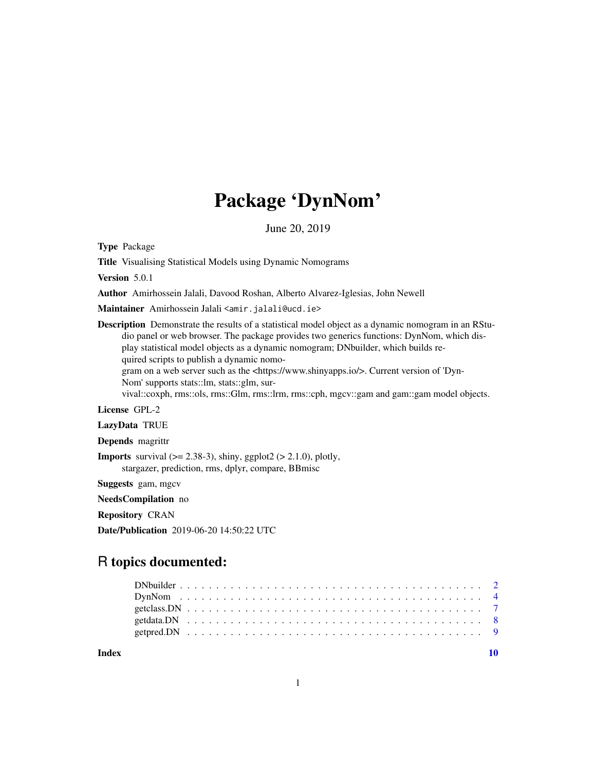# Package 'DynNom'

June 20, 2019

**Type** Package

**Title** Visualising Statistical Models using Dynamic Nomograms

**Version** 5.0.1

**Author** Amirhossein Jalali, Davood Roshan, Alberto Alvarez-Iglesias, John Newell

**Maintainer** Amirhossein Jalali <amir.jalali@ucd.ie>

**Description** Demonstrate the results of a statistical model object as a dynamic nomogram in an RStudio panel or web browser. The package provides two generics functions: DynNom, which display statistical model objects as a dynamic nomogram; DNbuilder, which builds required scripts to publish a dynamic nomogram on a web server such as the <https://www.shinyapps.io/>. Current version of 'DynNom' supports stats::lm, stats::glm, survival::coxph, rms::ols, rms::Glm, rms::lrm, rms::cph, mgcv::gam and gam::gam model objects.

**License** GPL-2

**LazyData** TRUE

**Depends** magrittr

**Imports** survival (>= 2.38-3), shiny, ggplot2 (> 2.1.0), plotly, stargazer, prediction, rms, dplyr, compare, BBmisc

**Suggests** gam, mgcv

**NeedsCompilation** no

**Repository** CRAN

**Date/Publication** 2019-06-20 14:50:22 UTC

## R topics documented:

- DNbuilder . . . . . . . . . . . . . . . . . . . . . . . . . . . . . . . . . . . . . . . 2
- DynNom . . . . . . . . . . . . . . . . . . . . . . . . . . . . . . . . . . . . . . . 4
- getclass.DN . . . . . . . . . . . . . . . . . . . . . . . . . . . . . . . . . . . . . . . 7
- getdata.DN . . . . . . . . . . . . . . . . . . . . . . . . . . . . . . . . . . . . . . . 8
- getpred.DN . . . . . . . . . . . . . . . . . . . . . . . . . . . . . . . . . . . . . . . 9

**Index** 10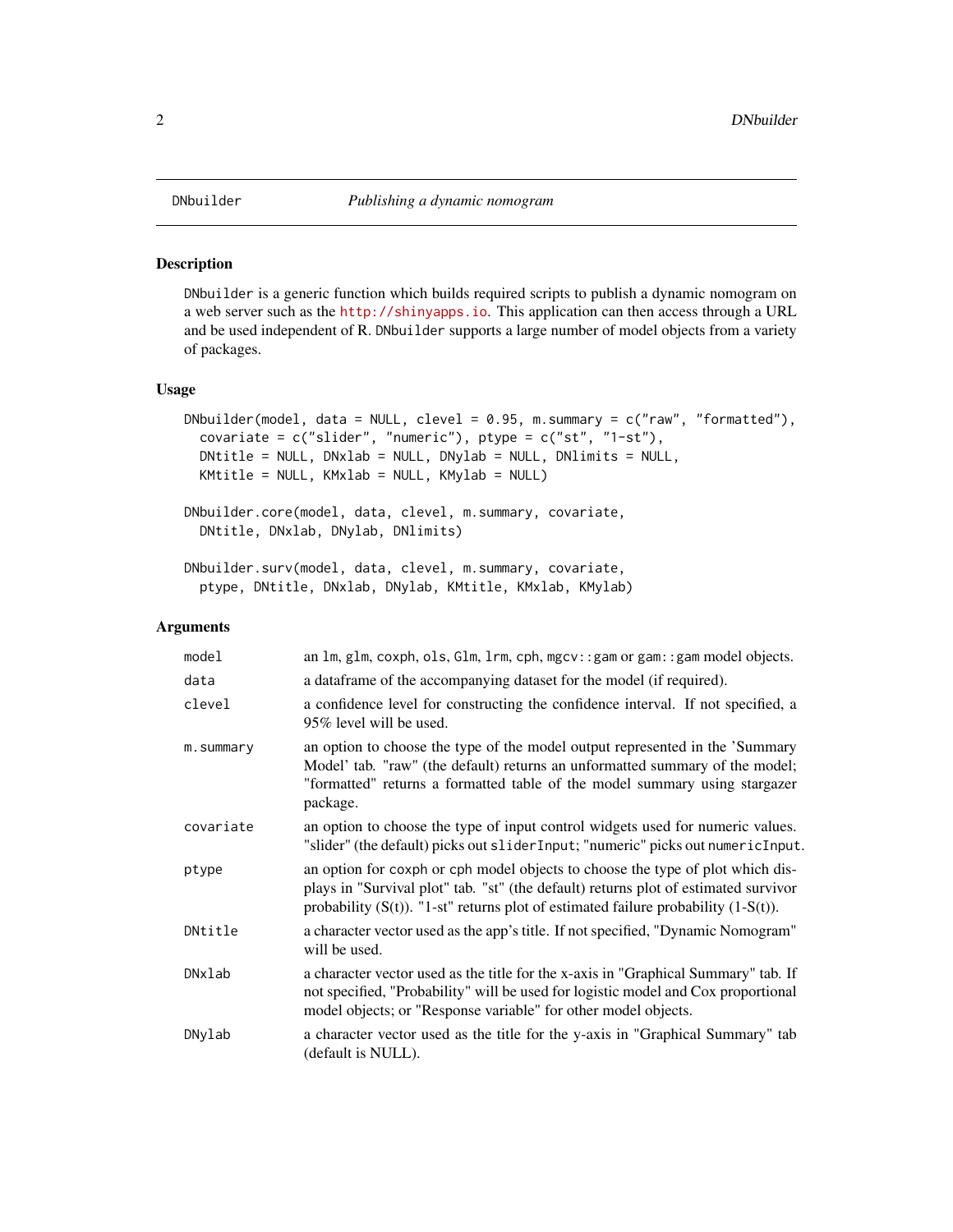# DNbuilder — *Publishing a dynamic nomogram*

## Description

DNbuilder is a generic function which builds required scripts to publish a dynamic nomogram on a web server such as the http://shinyapps.io. This application can then access through a URL and be used independent of R. DNbuilder supports a large number of model objects from a variety of packages.

## Usage

```
DNbuilder(model, data = NULL, clevel = 0.95, m.summary = c("raw", "formatted"),
  covariate = c("slider", "numeric"), ptype = c("st", "1-st"),
  DNtitle = NULL, DNxlab = NULL, DNylab = NULL, DNlimits = NULL,
  KMtitle = NULL, KMxlab = NULL, KMylab = NULL)

DNbuilder.core(model, data, clevel, m.summary, covariate,
  DNtitle, DNxlab, DNylab, DNlimits)

DNbuilder.surv(model, data, clevel, m.summary, covariate,
  ptype, DNtitle, DNxlab, DNylab, KMtitle, KMxlab, KMylab)
```

## Arguments

| | |
|---|---|
| `model` | an lm, glm, coxph, ols, Glm, lrm, cph, mgcv::gam or gam::gam model objects. |
| `data` | a dataframe of the accompanying dataset for the model (if required). |
| `clevel` | a confidence level for constructing the confidence interval. If not specified, a 95% level will be used. |
| `m.summary` | an option to choose the type of the model output represented in the 'Summary Model' tab. "raw" (the default) returns an unformatted summary of the model; "formatted" returns a formatted table of the model summary using stargazer package. |
| `covariate` | an option to choose the type of input control widgets used for numeric values. "slider" (the default) picks out sliderInput; "numeric" picks out numericInput. |
| `ptype` | an option for coxph or cph model objects to choose the type of plot which displays in "Survival plot" tab. "st" (the default) returns plot of estimated survivor probability (S(t)). "1-st" returns plot of estimated failure probability (1-S(t)). |
| `DNtitle` | a character vector used as the app's title. If not specified, "Dynamic Nomogram" will be used. |
| `DNxlab` | a character vector used as the title for the x-axis in "Graphical Summary" tab. If not specified, "Probability" will be used for logistic model and Cox proportional model objects; or "Response variable" for other model objects. |
| `DNylab` | a character vector used as the title for the y-axis in "Graphical Summary" tab (default is NULL). |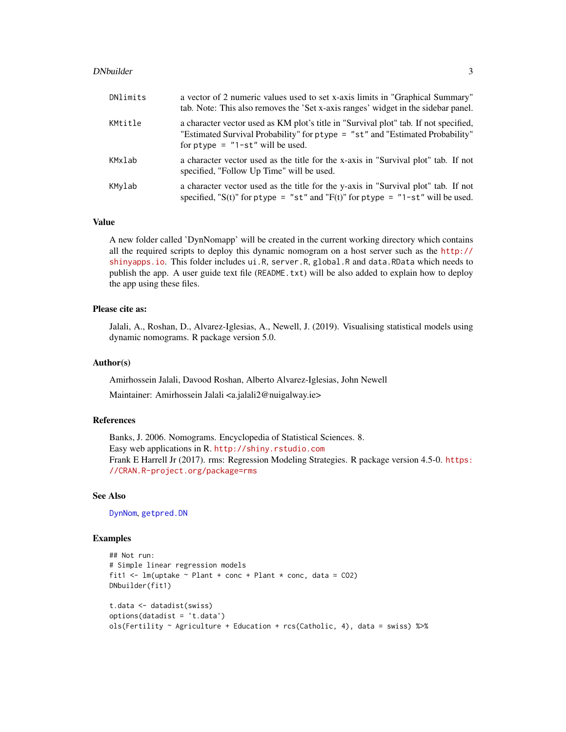| | |
|---|---|
| `DNlimits` | a vector of 2 numeric values used to set x-axis limits in "Graphical Summary" tab. Note: This also removes the 'Set x-axis ranges' widget in the sidebar panel. |
| `KMtitle` | a character vector used as KM plot's title in "Survival plot" tab. If not specified, "Estimated Survival Probability" for `ptype = "st"` and "Estimated Probability" for `ptype = "1-st"` will be used. |
| `KMxlab` | a character vector used as the title for the x-axis in "Survival plot" tab. If not specified, "Follow Up Time" will be used. |
| `KMylab` | a character vector used as the title for the y-axis in "Survival plot" tab. If not specified, "S(t)" for `ptype = "st"` and "F(t)" for `ptype = "1-st"` will be used. |

### Value

A new folder called 'DynNomapp' will be created in the current working directory which contains all the required scripts to deploy this dynamic nomogram on a host server such as the http://shinyapps.io. This folder includes `ui.R`, `server.R`, `global.R` and `data.RData` which needs to publish the app. A user guide text file (`README.txt`) will be also added to explain how to deploy the app using these files.

### Please cite as:

Jalali, A., Roshan, D., Alvarez-Iglesias, A., Newell, J. (2019). Visualising statistical models using dynamic nomograms. R package version 5.0.

### Author(s)

Amirhossein Jalali, Davood Roshan, Alberto Alvarez-Iglesias, John Newell

Maintainer: Amirhossein Jalali <a.jalali2@nuigalway.ie>

### References

Banks, J. 2006. Nomograms. Encyclopedia of Statistical Sciences. 8.
Easy web applications in R. http://shiny.rstudio.com
Frank E Harrell Jr (2017). rms: Regression Modeling Strategies. R package version 4.5-0. https://CRAN.R-project.org/package=rms

### See Also

`DynNom`, `getpred.DN`

### Examples

```
## Not run:
# Simple linear regression models
fit1 <- lm(uptake ~ Plant + conc + Plant * conc, data = CO2)
DNbuilder(fit1)

t.data <- datadist(swiss)
options(datadist = 't.data')
ols(Fertility ~ Agriculture + Education + rcs(Catholic, 4), data = swiss) %>%
```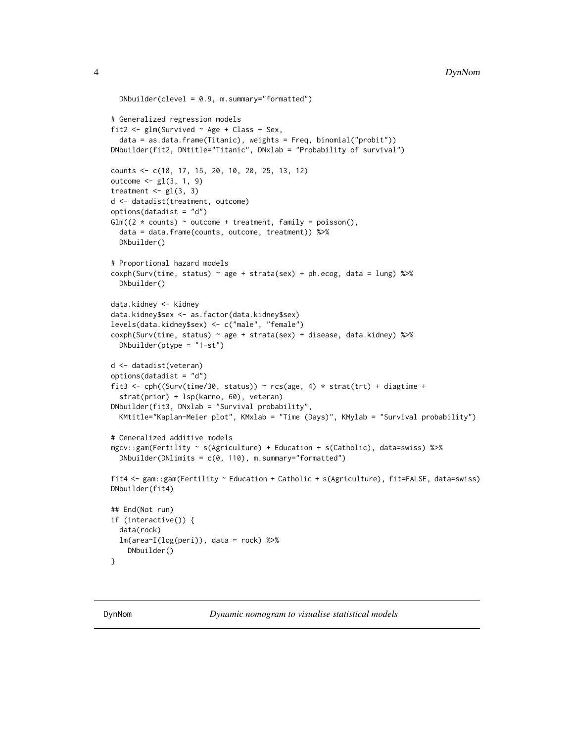```
  DNbuilder(clevel = 0.9, m.summary="formatted")

# Generalized regression models
fit2 <- glm(Survived ~ Age + Class + Sex,
  data = as.data.frame(Titanic), weights = Freq, binomial("probit"))
DNbuilder(fit2, DNtitle="Titanic", DNxlab = "Probability of survival")

counts <- c(18, 17, 15, 20, 10, 20, 25, 13, 12)
outcome <- gl(3, 1, 9)
treatment <- gl(3, 3)
d <- datadist(treatment, outcome)
options(datadist = "d")
Glm((2 * counts) ~ outcome + treatment, family = poisson(),
  data = data.frame(counts, outcome, treatment)) %>%
  DNbuilder()

# Proportional hazard models
coxph(Surv(time, status) ~ age + strata(sex) + ph.ecog, data = lung) %>%
  DNbuilder()

data.kidney <- kidney
data.kidney$sex <- as.factor(data.kidney$sex)
levels(data.kidney$sex) <- c("male", "female")
coxph(Surv(time, status) ~ age + strata(sex) + disease, data.kidney) %>%
  DNbuilder(ptype = "1-st")

d <- datadist(veteran)
options(datadist = "d")
fit3 <- cph((Surv(time/30, status)) ~ rcs(age, 4) * strat(trt) + diagtime +
  strat(prior) + lsp(karno, 60), veteran)
DNbuilder(fit3, DNxlab = "Survival probability",
  KMtitle="Kaplan-Meier plot", KMxlab = "Time (Days)", KMylab = "Survival probability")

# Generalized additive models
mgcv::gam(Fertility ~ s(Agriculture) + Education + s(Catholic), data=swiss) %>%
  DNbuilder(DNlimits = c(0, 110), m.summary="formatted")

fit4 <- gam::gam(Fertility ~ Education + Catholic + s(Agriculture), fit=FALSE, data=swiss)
DNbuilder(fit4)

## End(Not run)
if (interactive()) {
  data(rock)
  lm(area~I(log(peri)), data = rock) %>%
    DNbuilder()
}
```

---

DynNom &emsp; *Dynamic nomogram to visualise statistical models*

---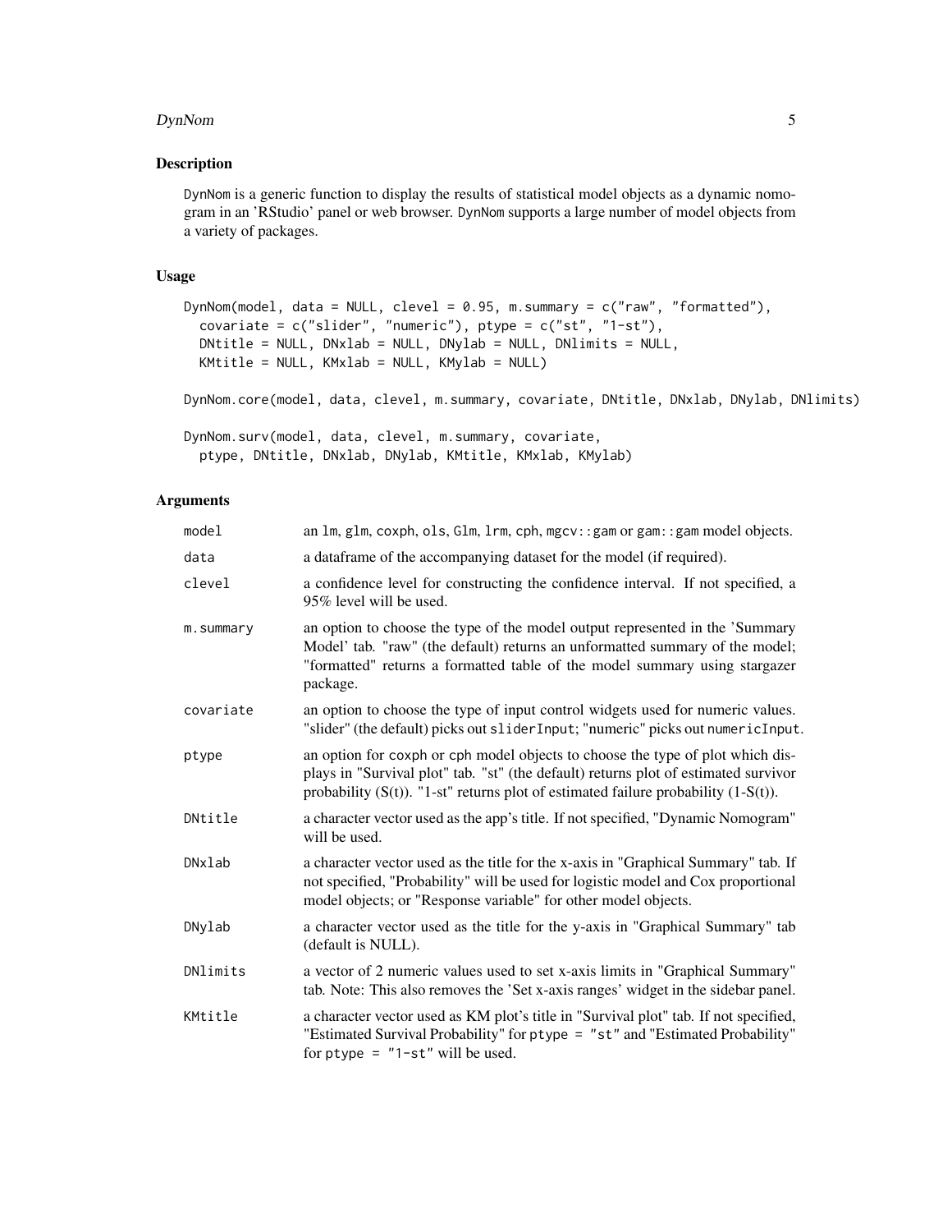## Description

DynNom is a generic function to display the results of statistical model objects as a dynamic nomogram in an 'RStudio' panel or web browser. DynNom supports a large number of model objects from a variety of packages.

## Usage

```
DynNom(model, data = NULL, clevel = 0.95, m.summary = c("raw", "formatted"),
  covariate = c("slider", "numeric"), ptype = c("st", "1-st"),
  DNtitle = NULL, DNxlab = NULL, DNylab = NULL, DNlimits = NULL,
  KMtitle = NULL, KMxlab = NULL, KMylab = NULL)

DynNom.core(model, data, clevel, m.summary, covariate, DNtitle, DNxlab, DNylab, DNlimits)

DynNom.surv(model, data, clevel, m.summary, covariate,
  ptype, DNtitle, DNxlab, DNylab, KMtitle, KMxlab, KMylab)
```

## Arguments

| | |
|---|---|
| `model` | an `lm`, `glm`, `coxph`, `ols`, `Glm`, `lrm`, `cph`, `mgcv::gam` or `gam::gam` model objects. |
| `data` | a dataframe of the accompanying dataset for the model (if required). |
| `clevel` | a confidence level for constructing the confidence interval. If not specified, a 95% level will be used. |
| `m.summary` | an option to choose the type of the model output represented in the 'Summary Model' tab. "raw" (the default) returns an unformatted summary of the model; "formatted" returns a formatted table of the model summary using stargazer package. |
| `covariate` | an option to choose the type of input control widgets used for numeric values. "slider" (the default) picks out `sliderInput`; "numeric" picks out `numericInput`. |
| `ptype` | an option for `coxph` or `cph` model objects to choose the type of plot which displays in "Survival plot" tab. "st" (the default) returns plot of estimated survivor probability (S(t)). "1-st" returns plot of estimated failure probability (1-S(t)). |
| `DNtitle` | a character vector used as the app's title. If not specified, "Dynamic Nomogram" will be used. |
| `DNxlab` | a character vector used as the title for the x-axis in "Graphical Summary" tab. If not specified, "Probability" will be used for logistic model and Cox proportional model objects; or "Response variable" for other model objects. |
| `DNylab` | a character vector used as the title for the y-axis in "Graphical Summary" tab (default is NULL). |
| `DNlimits` | a vector of 2 numeric values used to set x-axis limits in "Graphical Summary" tab. Note: This also removes the 'Set x-axis ranges' widget in the sidebar panel. |
| `KMtitle` | a character vector used as KM plot's title in "Survival plot" tab. If not specified, "Estimated Survival Probability" for `ptype = "st"` and "Estimated Probability" for `ptype = "1-st"` will be used. |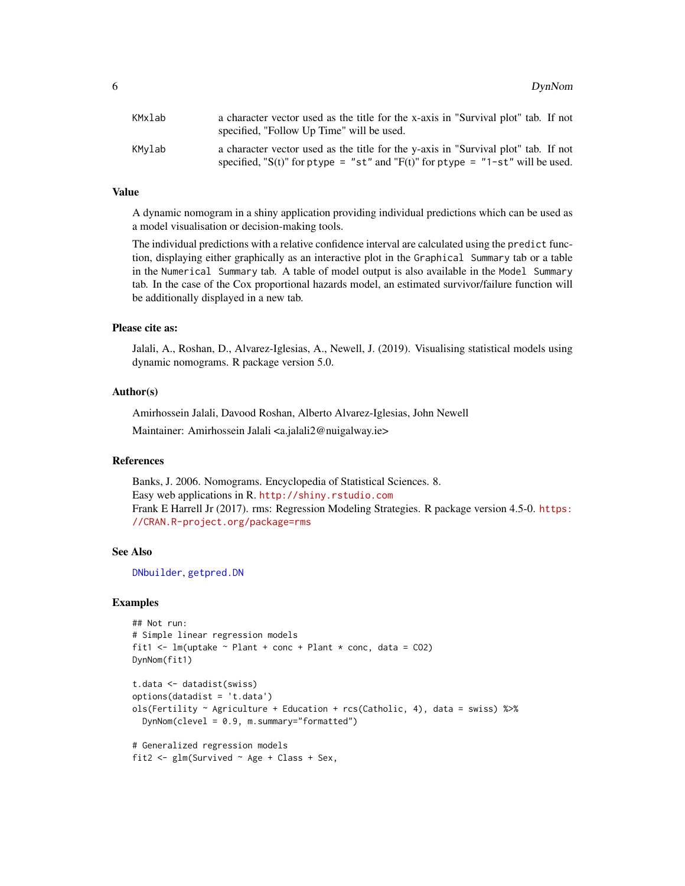| | |
|---|---|
| KMxlab | a character vector used as the title for the x-axis in "Survival plot" tab. If not specified, "Follow Up Time" will be used. |
| KMylab | a character vector used as the title for the y-axis in "Survival plot" tab. If not specified, "S(t)" for `ptype = "st"` and "F(t)" for `ptype = "1-st"` will be used. |

## Value

A dynamic nomogram in a shiny application providing individual predictions which can be used as a model visualisation or decision-making tools.

The individual predictions with a relative confidence interval are calculated using the `predict` function, displaying either graphically as an interactive plot in the `Graphical Summary` tab or a table in the `Numerical Summary` tab. A table of model output is also available in the `Model Summary` tab. In the case of the Cox proportional hazards model, an estimated survivor/failure function will be additionally displayed in a new tab.

## Please cite as:

Jalali, A., Roshan, D., Alvarez-Iglesias, A., Newell, J. (2019). Visualising statistical models using dynamic nomograms. R package version 5.0.

## Author(s)

Amirhossein Jalali, Davood Roshan, Alberto Alvarez-Iglesias, John Newell

Maintainer: Amirhossein Jalali <a.jalali2@nuigalway.ie>

## References

Banks, J. 2006. Nomograms. Encyclopedia of Statistical Sciences. 8.
Easy web applications in R. http://shiny.rstudio.com
Frank E Harrell Jr (2017). rms: Regression Modeling Strategies. R package version 4.5-0. https://CRAN.R-project.org/package=rms

## See Also

DNbuilder, getpred.DN

## Examples

```
## Not run:
# Simple linear regression models
fit1 <- lm(uptake ~ Plant + conc + Plant * conc, data = CO2)
DynNom(fit1)

t.data <- datadist(swiss)
options(datadist = 't.data')
ols(Fertility ~ Agriculture + Education + rcs(Catholic, 4), data = swiss) %>%
  DynNom(clevel = 0.9, m.summary="formatted")

# Generalized regression models
fit2 <- glm(Survived ~ Age + Class + Sex,
```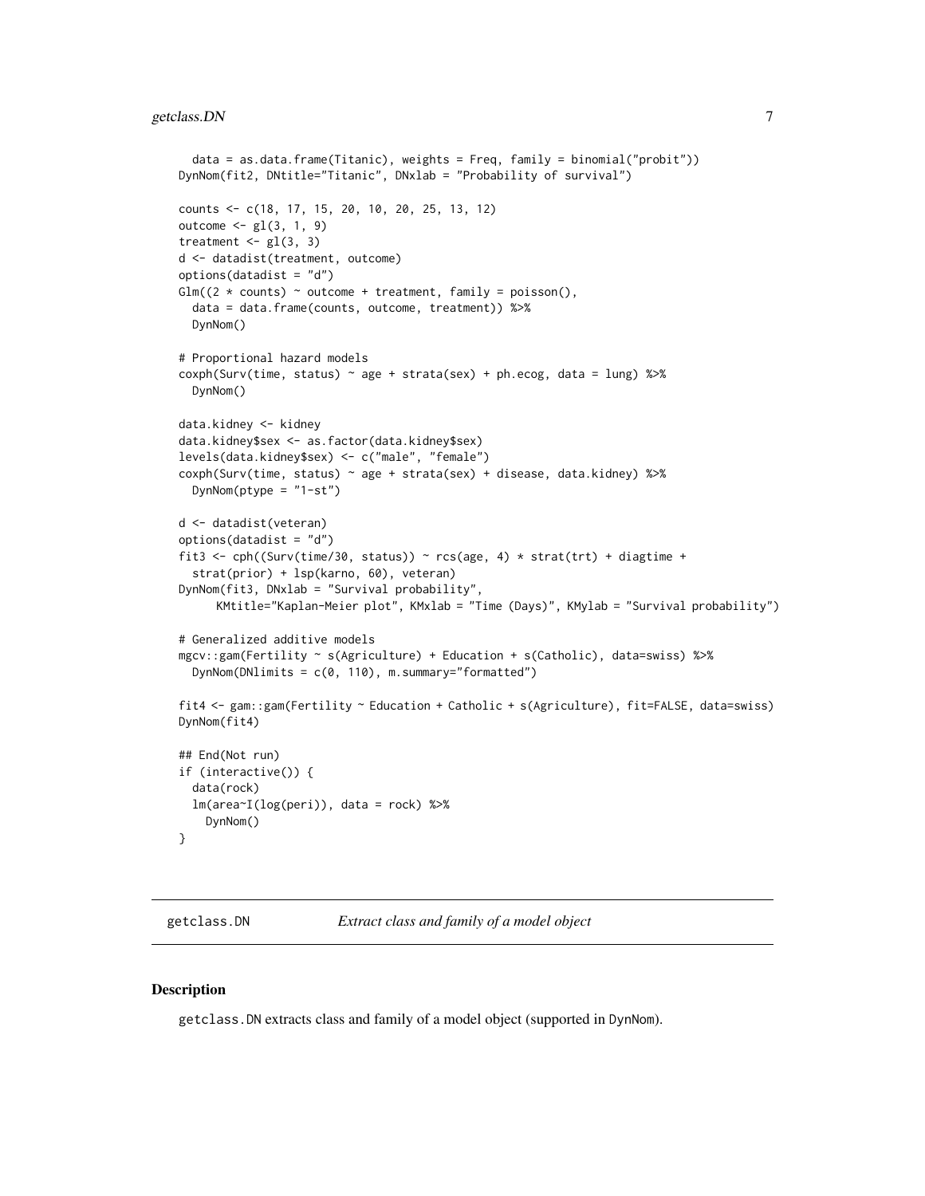```
  data = as.data.frame(Titanic), weights = Freq, family = binomial("probit"))
DynNom(fit2, DNtitle="Titanic", DNxlab = "Probability of survival")

counts <- c(18, 17, 15, 20, 10, 20, 25, 13, 12)
outcome <- gl(3, 1, 9)
treatment <- gl(3, 3)
d <- datadist(treatment, outcome)
options(datadist = "d")
Glm((2 * counts) ~ outcome + treatment, family = poisson(),
  data = data.frame(counts, outcome, treatment)) %>%
  DynNom()

# Proportional hazard models
coxph(Surv(time, status) ~ age + strata(sex) + ph.ecog, data = lung) %>%
  DynNom()

data.kidney <- kidney
data.kidney$sex <- as.factor(data.kidney$sex)
levels(data.kidney$sex) <- c("male", "female")
coxph(Surv(time, status) ~ age + strata(sex) + disease, data.kidney) %>%
  DynNom(ptype = "1-st")

d <- datadist(veteran)
options(datadist = "d")
fit3 <- cph((Surv(time/30, status)) ~ rcs(age, 4) * strat(trt) + diagtime +
  strat(prior) + lsp(karno, 60), veteran)
DynNom(fit3, DNxlab = "Survival probability",
      KMtitle="Kaplan-Meier plot", KMxlab = "Time (Days)", KMylab = "Survival probability")

# Generalized additive models
mgcv::gam(Fertility ~ s(Agriculture) + Education + s(Catholic), data=swiss) %>%
  DynNom(DNlimits = c(0, 110), m.summary="formatted")

fit4 <- gam::gam(Fertility ~ Education + Catholic + s(Agriculture), fit=FALSE, data=swiss)
DynNom(fit4)

## End(Not run)
if (interactive()) {
  data(rock)
  lm(area~I(log(peri)), data = rock) %>%
    DynNom()
}
```

## getclass.DN    *Extract class and family of a model object*

### Description

getclass.DN extracts class and family of a model object (supported in DynNom).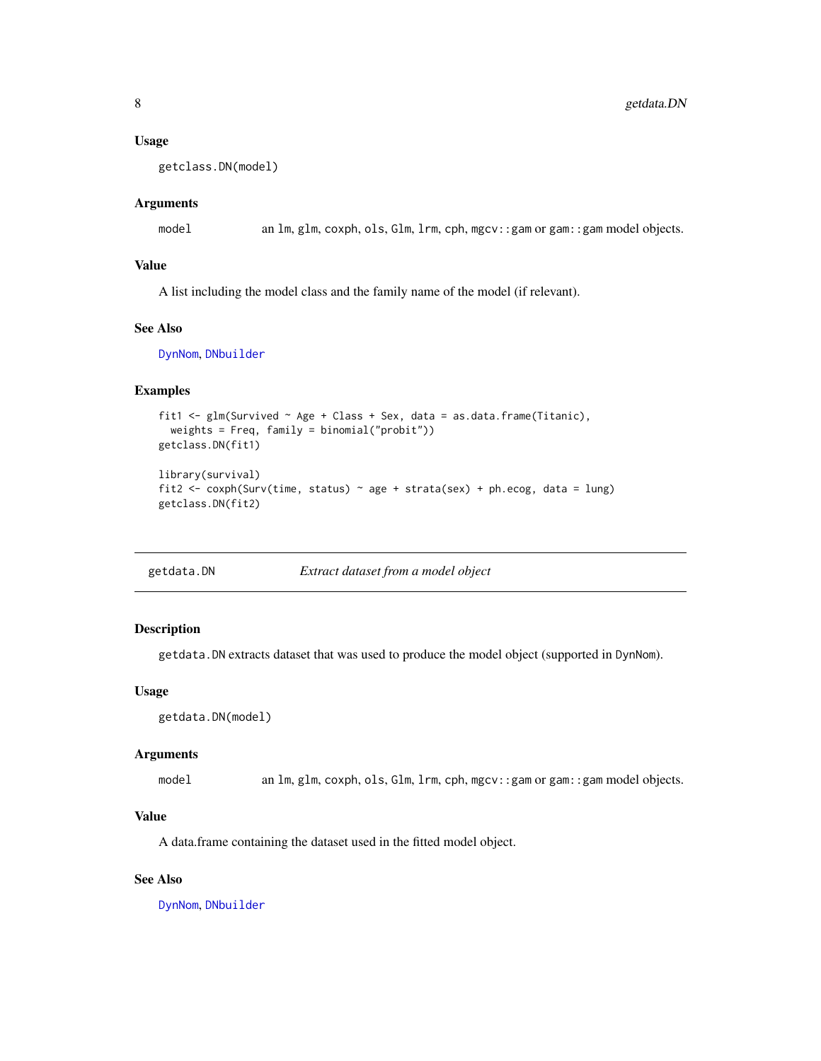### Usage

```
getclass.DN(model)
```

### Arguments

`model` an `lm`, `glm`, `coxph`, `ols`, `Glm`, `lrm`, `cph`, `mgcv::gam` or `gam::gam` model objects.

### Value

A list including the model class and the family name of the model (if relevant).

### See Also

`DynNom`, `DNbuilder`

### Examples

```
fit1 <- glm(Survived ~ Age + Class + Sex, data = as.data.frame(Titanic),
  weights = Freq, family = binomial("probit"))
getclass.DN(fit1)

library(survival)
fit2 <- coxph(Surv(time, status) ~ age + strata(sex) + ph.ecog, data = lung)
getclass.DN(fit2)
```

---

## getdata.DN *Extract dataset from a model object*

### Description

`getdata.DN` extracts dataset that was used to produce the model object (supported in `DynNom`).

### Usage

```
getdata.DN(model)
```

### Arguments

`model` an `lm`, `glm`, `coxph`, `ols`, `Glm`, `lrm`, `cph`, `mgcv::gam` or `gam::gam` model objects.

### Value

A data.frame containing the dataset used in the fitted model object.

### See Also

`DynNom`, `DNbuilder`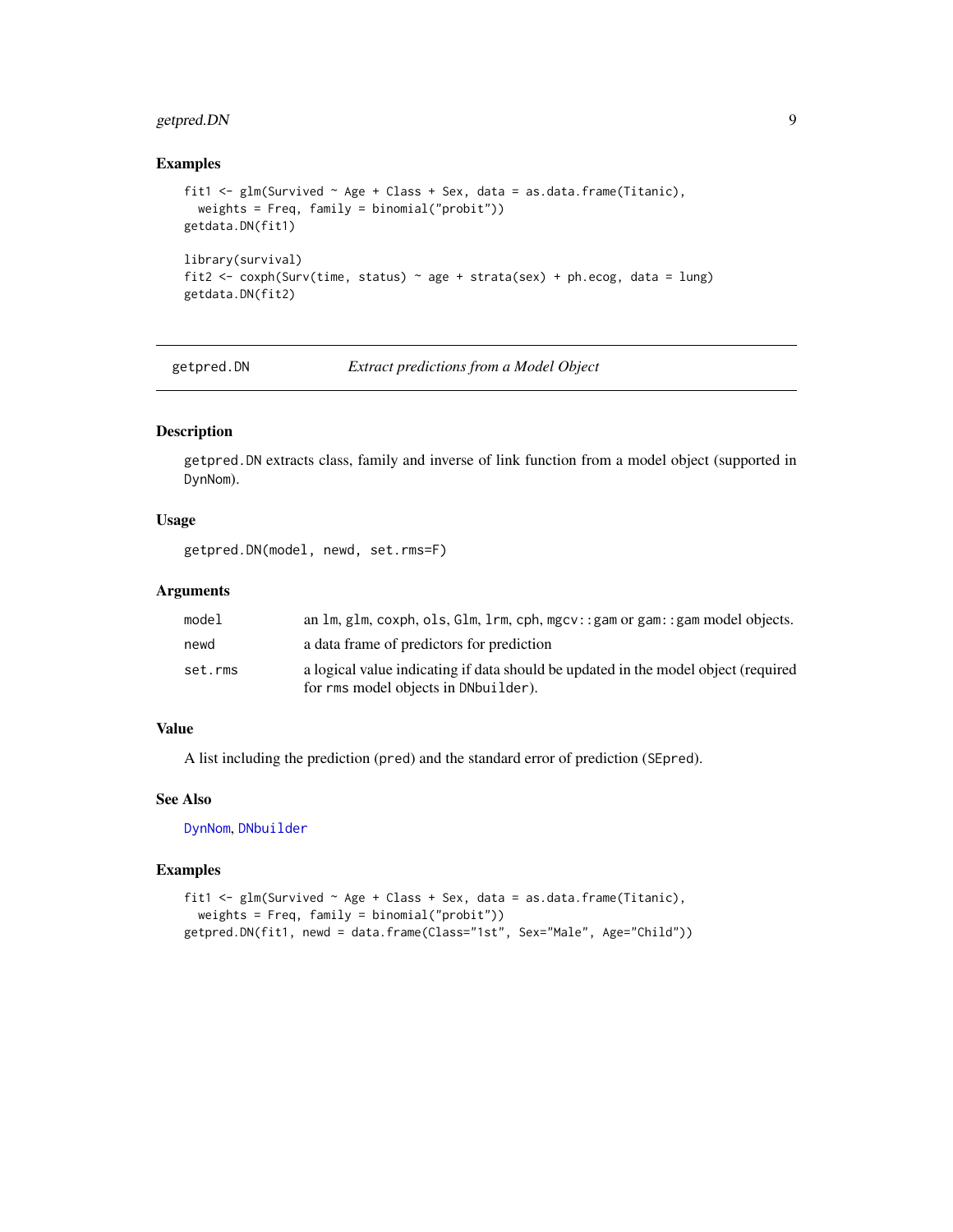### Examples

```
fit1 <- glm(Survived ~ Age + Class + Sex, data = as.data.frame(Titanic),
  weights = Freq, family = binomial("probit"))
getdata.DN(fit1)

library(survival)
fit2 <- coxph(Surv(time, status) ~ age + strata(sex) + ph.ecog, data = lung)
getdata.DN(fit2)
```

---

## getpred.DN *Extract predictions from a Model Object*

---

### Description

`getpred.DN` extracts class, family and inverse of link function from a model object (supported in `DynNom`).

### Usage

```
getpred.DN(model, newd, set.rms=F)
```

### Arguments

| | |
|---|---|
| `model` | an `lm`, `glm`, `coxph`, `ols`, `Glm`, `lrm`, `cph`, `mgcv::gam` or `gam::gam` model objects. |
| `newd` | a data frame of predictors for prediction |
| `set.rms` | a logical value indicating if data should be updated in the model object (required for `rms` model objects in `DNbuilder`). |

### Value

A list including the prediction (`pred`) and the standard error of prediction (`SEpred`).

### See Also

`DynNom`, `DNbuilder`

### Examples

```
fit1 <- glm(Survived ~ Age + Class + Sex, data = as.data.frame(Titanic),
  weights = Freq, family = binomial("probit"))
getpred.DN(fit1, newd = data.frame(Class="1st", Sex="Male", Age="Child"))
```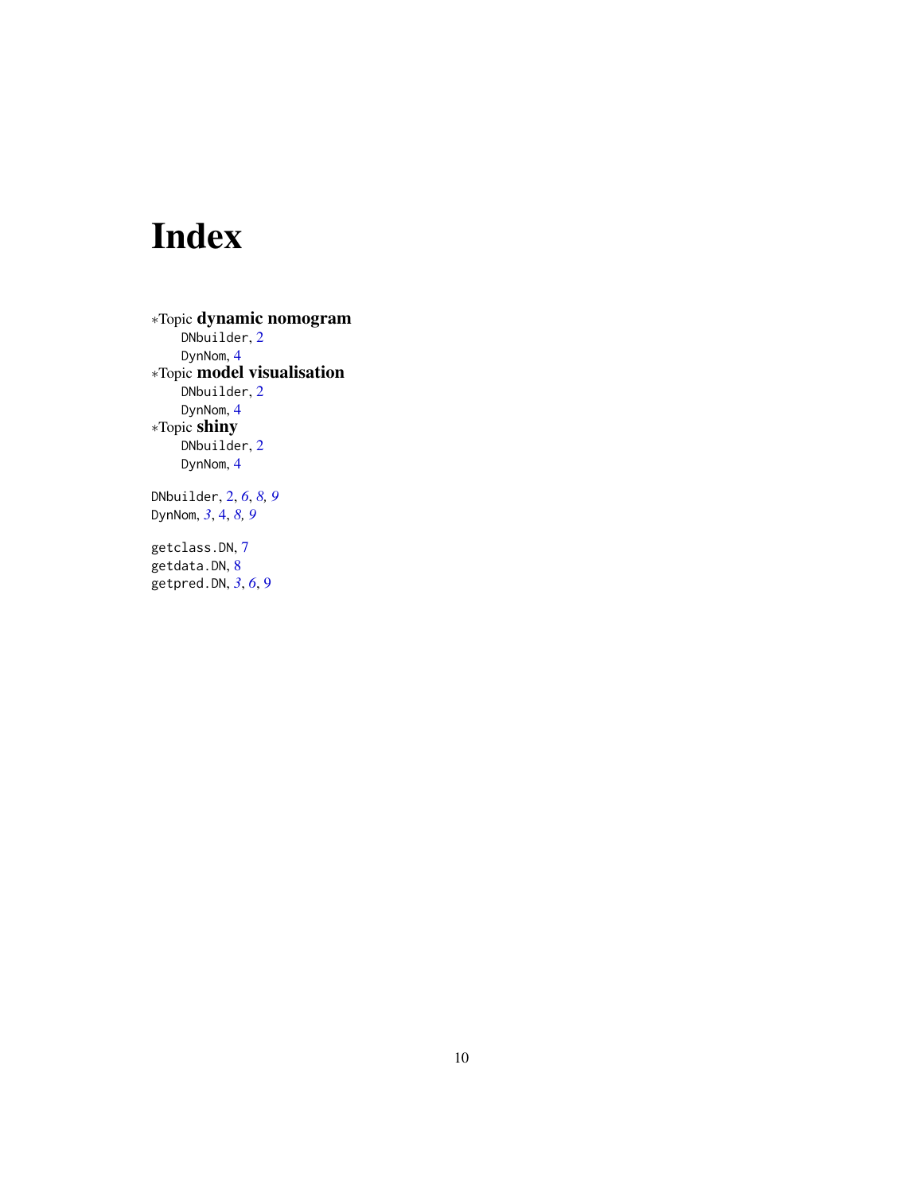# Index

∗Topic **dynamic nomogram**
  DNbuilder, 2
  DynNom, 4

∗Topic **model visualisation**
  DNbuilder, 2
  DynNom, 4

∗Topic **shiny**
  DNbuilder, 2
  DynNom, 4

DNbuilder, 2, *6*, *8, 9*
DynNom, *3*, 4, *8, 9*

getclass.DN, 7
getdata.DN, 8
getpred.DN, *3*, *6*, 9